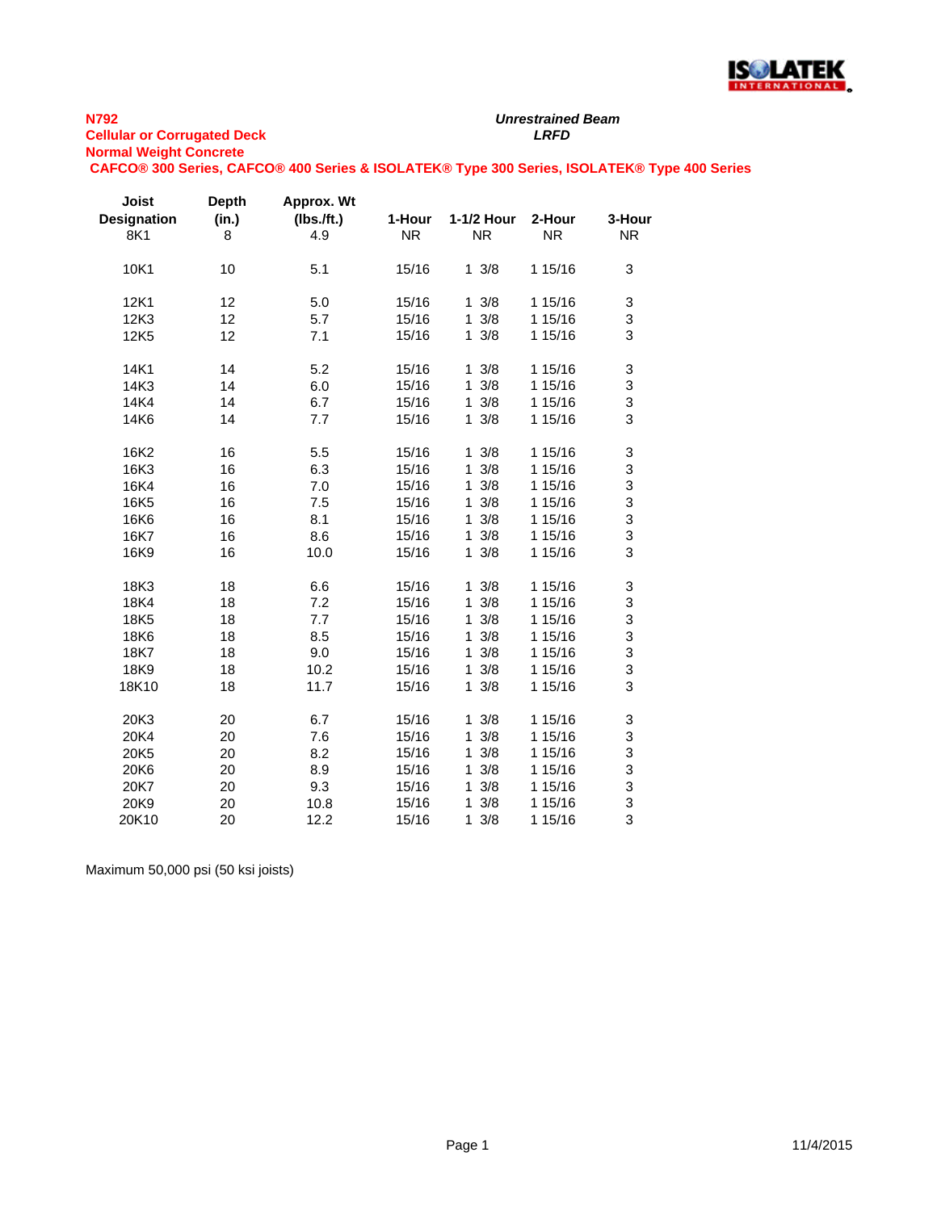**N792**
**Cellular or Corrugated Deck**
**Normal Weight Concrete**

***Unrestrained Beam***
***LRFD***

**CAFCO® 300 Series, CAFCO® 400 Series & ISOLATEK® Type 300 Series, ISOLATEK® Type 400 Series**

| Joist Designation | Depth (in.) | Approx. Wt (lbs./ft.) | 1-Hour | 1-1/2 Hour | 2-Hour | 3-Hour |
|---|---|---|---|---|---|---|
| 8K1 | 8 | 4.9 | NR | NR | NR | NR |
| 10K1 | 10 | 5.1 | 15/16 | 1 3/8 | 1 15/16 | 3 |
| 12K1 | 12 | 5.0 | 15/16 | 1 3/8 | 1 15/16 | 3 |
| 12K3 | 12 | 5.7 | 15/16 | 1 3/8 | 1 15/16 | 3 |
| 12K5 | 12 | 7.1 | 15/16 | 1 3/8 | 1 15/16 | 3 |
| 14K1 | 14 | 5.2 | 15/16 | 1 3/8 | 1 15/16 | 3 |
| 14K3 | 14 | 6.0 | 15/16 | 1 3/8 | 1 15/16 | 3 |
| 14K4 | 14 | 6.7 | 15/16 | 1 3/8 | 1 15/16 | 3 |
| 14K6 | 14 | 7.7 | 15/16 | 1 3/8 | 1 15/16 | 3 |
| 16K2 | 16 | 5.5 | 15/16 | 1 3/8 | 1 15/16 | 3 |
| 16K3 | 16 | 6.3 | 15/16 | 1 3/8 | 1 15/16 | 3 |
| 16K4 | 16 | 7.0 | 15/16 | 1 3/8 | 1 15/16 | 3 |
| 16K5 | 16 | 7.5 | 15/16 | 1 3/8 | 1 15/16 | 3 |
| 16K6 | 16 | 8.1 | 15/16 | 1 3/8 | 1 15/16 | 3 |
| 16K7 | 16 | 8.6 | 15/16 | 1 3/8 | 1 15/16 | 3 |
| 16K9 | 16 | 10.0 | 15/16 | 1 3/8 | 1 15/16 | 3 |
| 18K3 | 18 | 6.6 | 15/16 | 1 3/8 | 1 15/16 | 3 |
| 18K4 | 18 | 7.2 | 15/16 | 1 3/8 | 1 15/16 | 3 |
| 18K5 | 18 | 7.7 | 15/16 | 1 3/8 | 1 15/16 | 3 |
| 18K6 | 18 | 8.5 | 15/16 | 1 3/8 | 1 15/16 | 3 |
| 18K7 | 18 | 9.0 | 15/16 | 1 3/8 | 1 15/16 | 3 |
| 18K9 | 18 | 10.2 | 15/16 | 1 3/8 | 1 15/16 | 3 |
| 18K10 | 18 | 11.7 | 15/16 | 1 3/8 | 1 15/16 | 3 |
| 20K3 | 20 | 6.7 | 15/16 | 1 3/8 | 1 15/16 | 3 |
| 20K4 | 20 | 7.6 | 15/16 | 1 3/8 | 1 15/16 | 3 |
| 20K5 | 20 | 8.2 | 15/16 | 1 3/8 | 1 15/16 | 3 |
| 20K6 | 20 | 8.9 | 15/16 | 1 3/8 | 1 15/16 | 3 |
| 20K7 | 20 | 9.3 | 15/16 | 1 3/8 | 1 15/16 | 3 |
| 20K9 | 20 | 10.8 | 15/16 | 1 3/8 | 1 15/16 | 3 |
| 20K10 | 20 | 12.2 | 15/16 | 1 3/8 | 1 15/16 | 3 |

Maximum 50,000 psi (50 ksi joists)

11/4/2015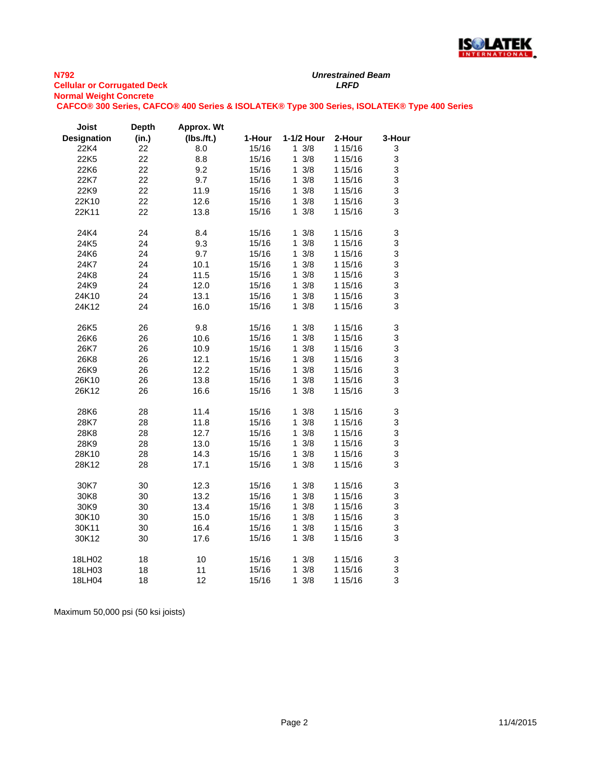**N792**
**Cellular or Corrugated Deck**
**Normal Weight Concrete**
**CAFCO® 300 Series, CAFCO® 400 Series & ISOLATEK® Type 300 Series, ISOLATEK® Type 400 Series**

***Unrestrained Beam***
***LRFD***

| Joist Designation | Depth (in.) | Approx. Wt (lbs./ft.) | 1-Hour | 1-1/2 Hour | 2-Hour | 3-Hour |
|---|---|---|---|---|---|---|
| 22K4 | 22 | 8.0 | 15/16 | 1 3/8 | 1 15/16 | 3 |
| 22K5 | 22 | 8.8 | 15/16 | 1 3/8 | 1 15/16 | 3 |
| 22K6 | 22 | 9.2 | 15/16 | 1 3/8 | 1 15/16 | 3 |
| 22K7 | 22 | 9.7 | 15/16 | 1 3/8 | 1 15/16 | 3 |
| 22K9 | 22 | 11.9 | 15/16 | 1 3/8 | 1 15/16 | 3 |
| 22K10 | 22 | 12.6 | 15/16 | 1 3/8 | 1 15/16 | 3 |
| 22K11 | 22 | 13.8 | 15/16 | 1 3/8 | 1 15/16 | 3 |
| 24K4 | 24 | 8.4 | 15/16 | 1 3/8 | 1 15/16 | 3 |
| 24K5 | 24 | 9.3 | 15/16 | 1 3/8 | 1 15/16 | 3 |
| 24K6 | 24 | 9.7 | 15/16 | 1 3/8 | 1 15/16 | 3 |
| 24K7 | 24 | 10.1 | 15/16 | 1 3/8 | 1 15/16 | 3 |
| 24K8 | 24 | 11.5 | 15/16 | 1 3/8 | 1 15/16 | 3 |
| 24K9 | 24 | 12.0 | 15/16 | 1 3/8 | 1 15/16 | 3 |
| 24K10 | 24 | 13.1 | 15/16 | 1 3/8 | 1 15/16 | 3 |
| 24K12 | 24 | 16.0 | 15/16 | 1 3/8 | 1 15/16 | 3 |
| 26K5 | 26 | 9.8 | 15/16 | 1 3/8 | 1 15/16 | 3 |
| 26K6 | 26 | 10.6 | 15/16 | 1 3/8 | 1 15/16 | 3 |
| 26K7 | 26 | 10.9 | 15/16 | 1 3/8 | 1 15/16 | 3 |
| 26K8 | 26 | 12.1 | 15/16 | 1 3/8 | 1 15/16 | 3 |
| 26K9 | 26 | 12.2 | 15/16 | 1 3/8 | 1 15/16 | 3 |
| 26K10 | 26 | 13.8 | 15/16 | 1 3/8 | 1 15/16 | 3 |
| 26K12 | 26 | 16.6 | 15/16 | 1 3/8 | 1 15/16 | 3 |
| 28K6 | 28 | 11.4 | 15/16 | 1 3/8 | 1 15/16 | 3 |
| 28K7 | 28 | 11.8 | 15/16 | 1 3/8 | 1 15/16 | 3 |
| 28K8 | 28 | 12.7 | 15/16 | 1 3/8 | 1 15/16 | 3 |
| 28K9 | 28 | 13.0 | 15/16 | 1 3/8 | 1 15/16 | 3 |
| 28K10 | 28 | 14.3 | 15/16 | 1 3/8 | 1 15/16 | 3 |
| 28K12 | 28 | 17.1 | 15/16 | 1 3/8 | 1 15/16 | 3 |
| 30K7 | 30 | 12.3 | 15/16 | 1 3/8 | 1 15/16 | 3 |
| 30K8 | 30 | 13.2 | 15/16 | 1 3/8 | 1 15/16 | 3 |
| 30K9 | 30 | 13.4 | 15/16 | 1 3/8 | 1 15/16 | 3 |
| 30K10 | 30 | 15.0 | 15/16 | 1 3/8 | 1 15/16 | 3 |
| 30K11 | 30 | 16.4 | 15/16 | 1 3/8 | 1 15/16 | 3 |
| 30K12 | 30 | 17.6 | 15/16 | 1 3/8 | 1 15/16 | 3 |
| 18LH02 | 18 | 10 | 15/16 | 1 3/8 | 1 15/16 | 3 |
| 18LH03 | 18 | 11 | 15/16 | 1 3/8 | 1 15/16 | 3 |
| 18LH04 | 18 | 12 | 15/16 | 1 3/8 | 1 15/16 | 3 |

Maximum 50,000 psi (50 ksi joists)

11/4/2015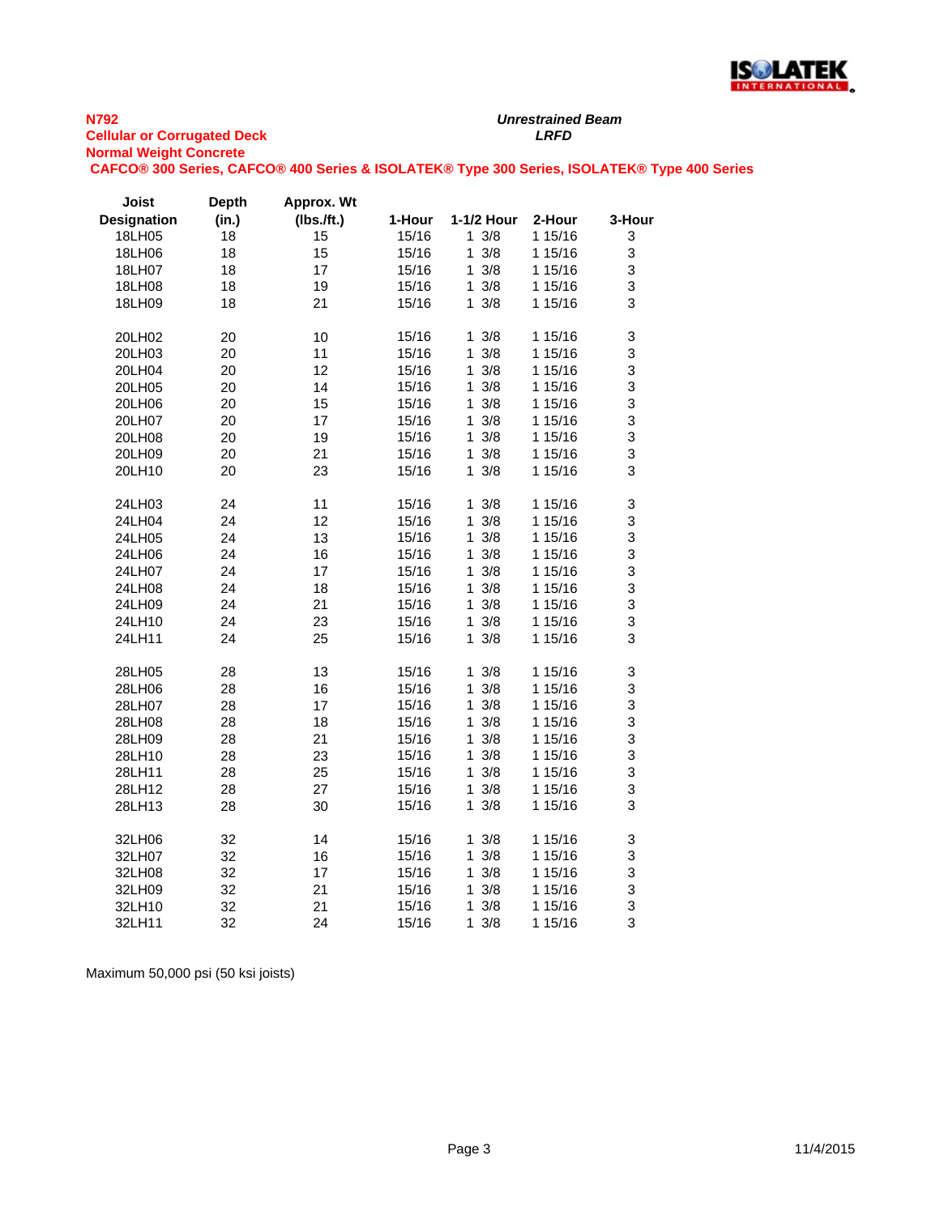**N792**
**Cellular or Corrugated Deck**
**Normal Weight Concrete**
**CAFCO® 300 Series, CAFCO® 400 Series & ISOLATEK® Type 300 Series, ISOLATEK® Type 400 Series**

***Unrestrained Beam***
***LRFD***

| Joist Designation | Depth (in.) | Approx. Wt (lbs./ft.) | 1-Hour | 1-1/2 Hour | 2-Hour | 3-Hour |
|---|---|---|---|---|---|---|
| 18LH05 | 18 | 15 | 15/16 | 1 3/8 | 1 15/16 | 3 |
| 18LH06 | 18 | 15 | 15/16 | 1 3/8 | 1 15/16 | 3 |
| 18LH07 | 18 | 17 | 15/16 | 1 3/8 | 1 15/16 | 3 |
| 18LH08 | 18 | 19 | 15/16 | 1 3/8 | 1 15/16 | 3 |
| 18LH09 | 18 | 21 | 15/16 | 1 3/8 | 1 15/16 | 3 |
| 20LH02 | 20 | 10 | 15/16 | 1 3/8 | 1 15/16 | 3 |
| 20LH03 | 20 | 11 | 15/16 | 1 3/8 | 1 15/16 | 3 |
| 20LH04 | 20 | 12 | 15/16 | 1 3/8 | 1 15/16 | 3 |
| 20LH05 | 20 | 14 | 15/16 | 1 3/8 | 1 15/16 | 3 |
| 20LH06 | 20 | 15 | 15/16 | 1 3/8 | 1 15/16 | 3 |
| 20LH07 | 20 | 17 | 15/16 | 1 3/8 | 1 15/16 | 3 |
| 20LH08 | 20 | 19 | 15/16 | 1 3/8 | 1 15/16 | 3 |
| 20LH09 | 20 | 21 | 15/16 | 1 3/8 | 1 15/16 | 3 |
| 20LH10 | 20 | 23 | 15/16 | 1 3/8 | 1 15/16 | 3 |
| 24LH03 | 24 | 11 | 15/16 | 1 3/8 | 1 15/16 | 3 |
| 24LH04 | 24 | 12 | 15/16 | 1 3/8 | 1 15/16 | 3 |
| 24LH05 | 24 | 13 | 15/16 | 1 3/8 | 1 15/16 | 3 |
| 24LH06 | 24 | 16 | 15/16 | 1 3/8 | 1 15/16 | 3 |
| 24LH07 | 24 | 17 | 15/16 | 1 3/8 | 1 15/16 | 3 |
| 24LH08 | 24 | 18 | 15/16 | 1 3/8 | 1 15/16 | 3 |
| 24LH09 | 24 | 21 | 15/16 | 1 3/8 | 1 15/16 | 3 |
| 24LH10 | 24 | 23 | 15/16 | 1 3/8 | 1 15/16 | 3 |
| 24LH11 | 24 | 25 | 15/16 | 1 3/8 | 1 15/16 | 3 |
| 28LH05 | 28 | 13 | 15/16 | 1 3/8 | 1 15/16 | 3 |
| 28LH06 | 28 | 16 | 15/16 | 1 3/8 | 1 15/16 | 3 |
| 28LH07 | 28 | 17 | 15/16 | 1 3/8 | 1 15/16 | 3 |
| 28LH08 | 28 | 18 | 15/16 | 1 3/8 | 1 15/16 | 3 |
| 28LH09 | 28 | 21 | 15/16 | 1 3/8 | 1 15/16 | 3 |
| 28LH10 | 28 | 23 | 15/16 | 1 3/8 | 1 15/16 | 3 |
| 28LH11 | 28 | 25 | 15/16 | 1 3/8 | 1 15/16 | 3 |
| 28LH12 | 28 | 27 | 15/16 | 1 3/8 | 1 15/16 | 3 |
| 28LH13 | 28 | 30 | 15/16 | 1 3/8 | 1 15/16 | 3 |
| 32LH06 | 32 | 14 | 15/16 | 1 3/8 | 1 15/16 | 3 |
| 32LH07 | 32 | 16 | 15/16 | 1 3/8 | 1 15/16 | 3 |
| 32LH08 | 32 | 17 | 15/16 | 1 3/8 | 1 15/16 | 3 |
| 32LH09 | 32 | 21 | 15/16 | 1 3/8 | 1 15/16 | 3 |
| 32LH10 | 32 | 21 | 15/16 | 1 3/8 | 1 15/16 | 3 |
| 32LH11 | 32 | 24 | 15/16 | 1 3/8 | 1 15/16 | 3 |

Maximum 50,000 psi (50 ksi joists)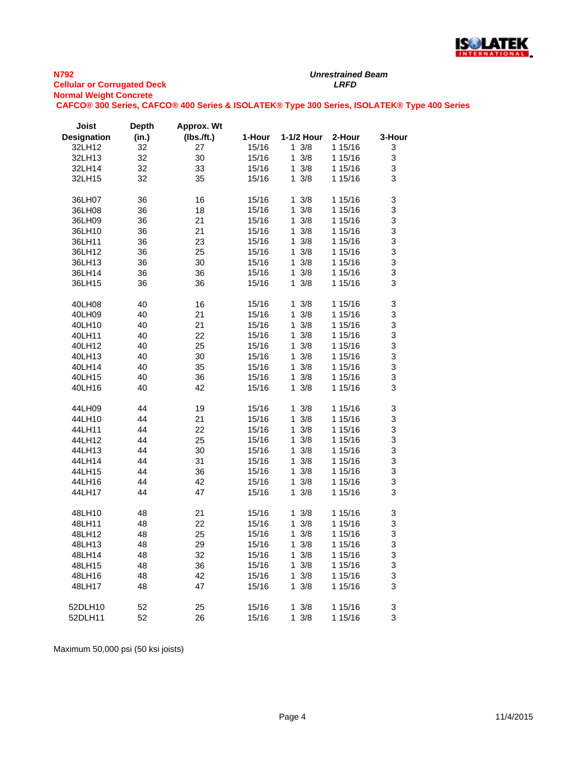**N792**
**Cellular or Corrugated Deck**
**Normal Weight Concrete**
**CAFCO® 300 Series, CAFCO® 400 Series & ISOLATEK® Type 300 Series, ISOLATEK® Type 400 Series**

***Unrestrained Beam***
***LRFD***

| Joist Designation | Depth (in.) | Approx. Wt (lbs./ft.) | 1-Hour | 1-1/2 Hour | 2-Hour | 3-Hour |
|---|---|---|---|---|---|---|
| 32LH12 | 32 | 27 | 15/16 | 1 3/8 | 1 15/16 | 3 |
| 32LH13 | 32 | 30 | 15/16 | 1 3/8 | 1 15/16 | 3 |
| 32LH14 | 32 | 33 | 15/16 | 1 3/8 | 1 15/16 | 3 |
| 32LH15 | 32 | 35 | 15/16 | 1 3/8 | 1 15/16 | 3 |
| | | | | | | |
| 36LH07 | 36 | 16 | 15/16 | 1 3/8 | 1 15/16 | 3 |
| 36LH08 | 36 | 18 | 15/16 | 1 3/8 | 1 15/16 | 3 |
| 36LH09 | 36 | 21 | 15/16 | 1 3/8 | 1 15/16 | 3 |
| 36LH10 | 36 | 21 | 15/16 | 1 3/8 | 1 15/16 | 3 |
| 36LH11 | 36 | 23 | 15/16 | 1 3/8 | 1 15/16 | 3 |
| 36LH12 | 36 | 25 | 15/16 | 1 3/8 | 1 15/16 | 3 |
| 36LH13 | 36 | 30 | 15/16 | 1 3/8 | 1 15/16 | 3 |
| 36LH14 | 36 | 36 | 15/16 | 1 3/8 | 1 15/16 | 3 |
| 36LH15 | 36 | 36 | 15/16 | 1 3/8 | 1 15/16 | 3 |
| | | | | | | |
| 40LH08 | 40 | 16 | 15/16 | 1 3/8 | 1 15/16 | 3 |
| 40LH09 | 40 | 21 | 15/16 | 1 3/8 | 1 15/16 | 3 |
| 40LH10 | 40 | 21 | 15/16 | 1 3/8 | 1 15/16 | 3 |
| 40LH11 | 40 | 22 | 15/16 | 1 3/8 | 1 15/16 | 3 |
| 40LH12 | 40 | 25 | 15/16 | 1 3/8 | 1 15/16 | 3 |
| 40LH13 | 40 | 30 | 15/16 | 1 3/8 | 1 15/16 | 3 |
| 40LH14 | 40 | 35 | 15/16 | 1 3/8 | 1 15/16 | 3 |
| 40LH15 | 40 | 36 | 15/16 | 1 3/8 | 1 15/16 | 3 |
| 40LH16 | 40 | 42 | 15/16 | 1 3/8 | 1 15/16 | 3 |
| | | | | | | |
| 44LH09 | 44 | 19 | 15/16 | 1 3/8 | 1 15/16 | 3 |
| 44LH10 | 44 | 21 | 15/16 | 1 3/8 | 1 15/16 | 3 |
| 44LH11 | 44 | 22 | 15/16 | 1 3/8 | 1 15/16 | 3 |
| 44LH12 | 44 | 25 | 15/16 | 1 3/8 | 1 15/16 | 3 |
| 44LH13 | 44 | 30 | 15/16 | 1 3/8 | 1 15/16 | 3 |
| 44LH14 | 44 | 31 | 15/16 | 1 3/8 | 1 15/16 | 3 |
| 44LH15 | 44 | 36 | 15/16 | 1 3/8 | 1 15/16 | 3 |
| 44LH16 | 44 | 42 | 15/16 | 1 3/8 | 1 15/16 | 3 |
| 44LH17 | 44 | 47 | 15/16 | 1 3/8 | 1 15/16 | 3 |
| | | | | | | |
| 48LH10 | 48 | 21 | 15/16 | 1 3/8 | 1 15/16 | 3 |
| 48LH11 | 48 | 22 | 15/16 | 1 3/8 | 1 15/16 | 3 |
| 48LH12 | 48 | 25 | 15/16 | 1 3/8 | 1 15/16 | 3 |
| 48LH13 | 48 | 29 | 15/16 | 1 3/8 | 1 15/16 | 3 |
| 48LH14 | 48 | 32 | 15/16 | 1 3/8 | 1 15/16 | 3 |
| 48LH15 | 48 | 36 | 15/16 | 1 3/8 | 1 15/16 | 3 |
| 48LH16 | 48 | 42 | 15/16 | 1 3/8 | 1 15/16 | 3 |
| 48LH17 | 48 | 47 | 15/16 | 1 3/8 | 1 15/16 | 3 |
| | | | | | | |
| 52DLH10 | 52 | 25 | 15/16 | 1 3/8 | 1 15/16 | 3 |
| 52DLH11 | 52 | 26 | 15/16 | 1 3/8 | 1 15/16 | 3 |

Maximum 50,000 psi (50 ksi joists)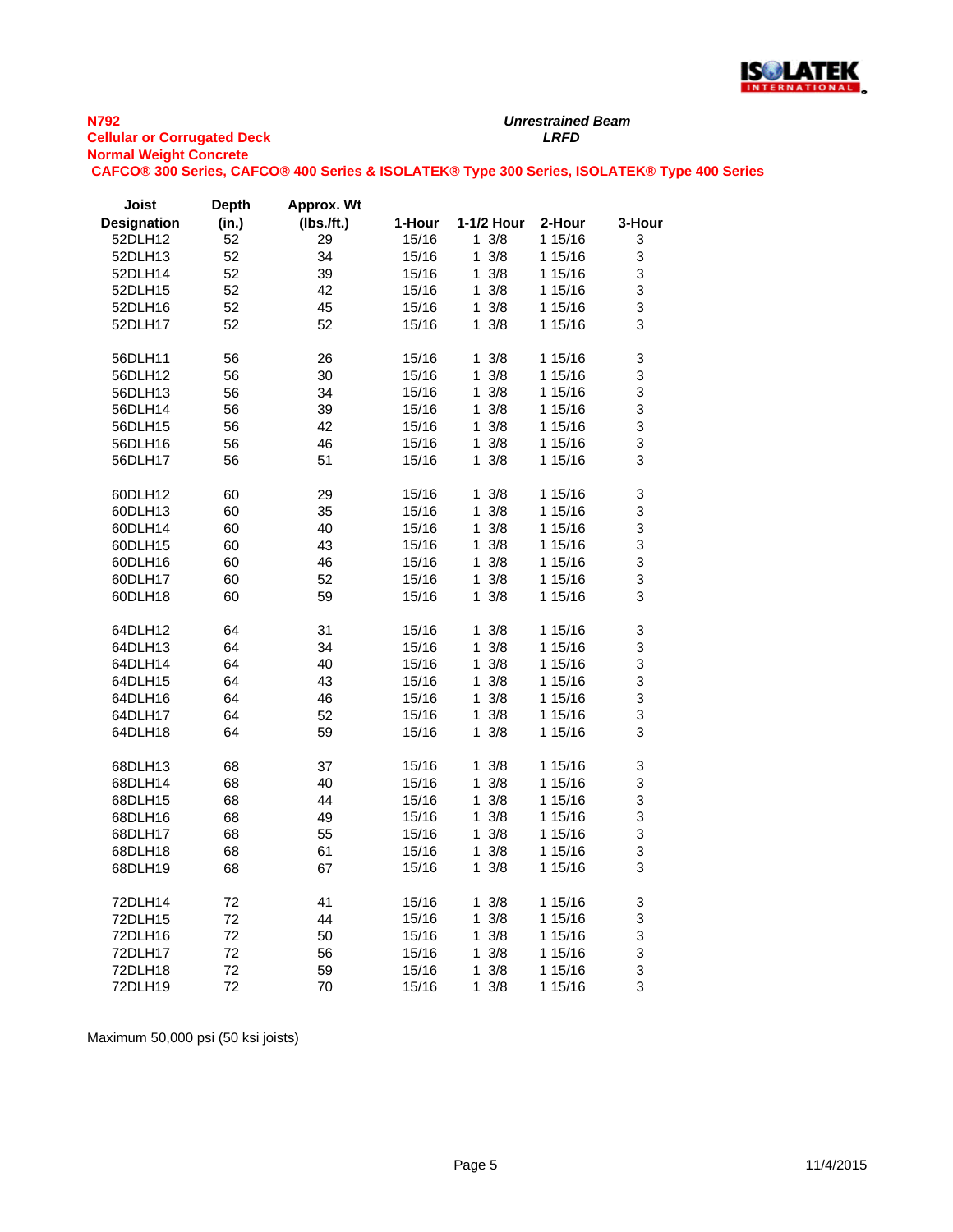**N792**
**Cellular or Corrugated Deck**
**Normal Weight Concrete**
**CAFCO® 300 Series, CAFCO® 400 Series & ISOLATEK® Type 300 Series, ISOLATEK® Type 400 Series**

***Unrestrained Beam***
***LRFD***

| Joist Designation | Depth (in.) | Approx. Wt (lbs./ft.) | 1-Hour | 1-1/2 Hour | 2-Hour | 3-Hour |
|---|---|---|---|---|---|---|
| 52DLH12 | 52 | 29 | 15/16 | 1 3/8 | 1 15/16 | 3 |
| 52DLH13 | 52 | 34 | 15/16 | 1 3/8 | 1 15/16 | 3 |
| 52DLH14 | 52 | 39 | 15/16 | 1 3/8 | 1 15/16 | 3 |
| 52DLH15 | 52 | 42 | 15/16 | 1 3/8 | 1 15/16 | 3 |
| 52DLH16 | 52 | 45 | 15/16 | 1 3/8 | 1 15/16 | 3 |
| 52DLH17 | 52 | 52 | 15/16 | 1 3/8 | 1 15/16 | 3 |
| 56DLH11 | 56 | 26 | 15/16 | 1 3/8 | 1 15/16 | 3 |
| 56DLH12 | 56 | 30 | 15/16 | 1 3/8 | 1 15/16 | 3 |
| 56DLH13 | 56 | 34 | 15/16 | 1 3/8 | 1 15/16 | 3 |
| 56DLH14 | 56 | 39 | 15/16 | 1 3/8 | 1 15/16 | 3 |
| 56DLH15 | 56 | 42 | 15/16 | 1 3/8 | 1 15/16 | 3 |
| 56DLH16 | 56 | 46 | 15/16 | 1 3/8 | 1 15/16 | 3 |
| 56DLH17 | 56 | 51 | 15/16 | 1 3/8 | 1 15/16 | 3 |
| 60DLH12 | 60 | 29 | 15/16 | 1 3/8 | 1 15/16 | 3 |
| 60DLH13 | 60 | 35 | 15/16 | 1 3/8 | 1 15/16 | 3 |
| 60DLH14 | 60 | 40 | 15/16 | 1 3/8 | 1 15/16 | 3 |
| 60DLH15 | 60 | 43 | 15/16 | 1 3/8 | 1 15/16 | 3 |
| 60DLH16 | 60 | 46 | 15/16 | 1 3/8 | 1 15/16 | 3 |
| 60DLH17 | 60 | 52 | 15/16 | 1 3/8 | 1 15/16 | 3 |
| 60DLH18 | 60 | 59 | 15/16 | 1 3/8 | 1 15/16 | 3 |
| 64DLH12 | 64 | 31 | 15/16 | 1 3/8 | 1 15/16 | 3 |
| 64DLH13 | 64 | 34 | 15/16 | 1 3/8 | 1 15/16 | 3 |
| 64DLH14 | 64 | 40 | 15/16 | 1 3/8 | 1 15/16 | 3 |
| 64DLH15 | 64 | 43 | 15/16 | 1 3/8 | 1 15/16 | 3 |
| 64DLH16 | 64 | 46 | 15/16 | 1 3/8 | 1 15/16 | 3 |
| 64DLH17 | 64 | 52 | 15/16 | 1 3/8 | 1 15/16 | 3 |
| 64DLH18 | 64 | 59 | 15/16 | 1 3/8 | 1 15/16 | 3 |
| 68DLH13 | 68 | 37 | 15/16 | 1 3/8 | 1 15/16 | 3 |
| 68DLH14 | 68 | 40 | 15/16 | 1 3/8 | 1 15/16 | 3 |
| 68DLH15 | 68 | 44 | 15/16 | 1 3/8 | 1 15/16 | 3 |
| 68DLH16 | 68 | 49 | 15/16 | 1 3/8 | 1 15/16 | 3 |
| 68DLH17 | 68 | 55 | 15/16 | 1 3/8 | 1 15/16 | 3 |
| 68DLH18 | 68 | 61 | 15/16 | 1 3/8 | 1 15/16 | 3 |
| 68DLH19 | 68 | 67 | 15/16 | 1 3/8 | 1 15/16 | 3 |
| 72DLH14 | 72 | 41 | 15/16 | 1 3/8 | 1 15/16 | 3 |
| 72DLH15 | 72 | 44 | 15/16 | 1 3/8 | 1 15/16 | 3 |
| 72DLH16 | 72 | 50 | 15/16 | 1 3/8 | 1 15/16 | 3 |
| 72DLH17 | 72 | 56 | 15/16 | 1 3/8 | 1 15/16 | 3 |
| 72DLH18 | 72 | 59 | 15/16 | 1 3/8 | 1 15/16 | 3 |
| 72DLH19 | 72 | 70 | 15/16 | 1 3/8 | 1 15/16 | 3 |

Maximum 50,000 psi (50 ksi joists)

11/4/2015